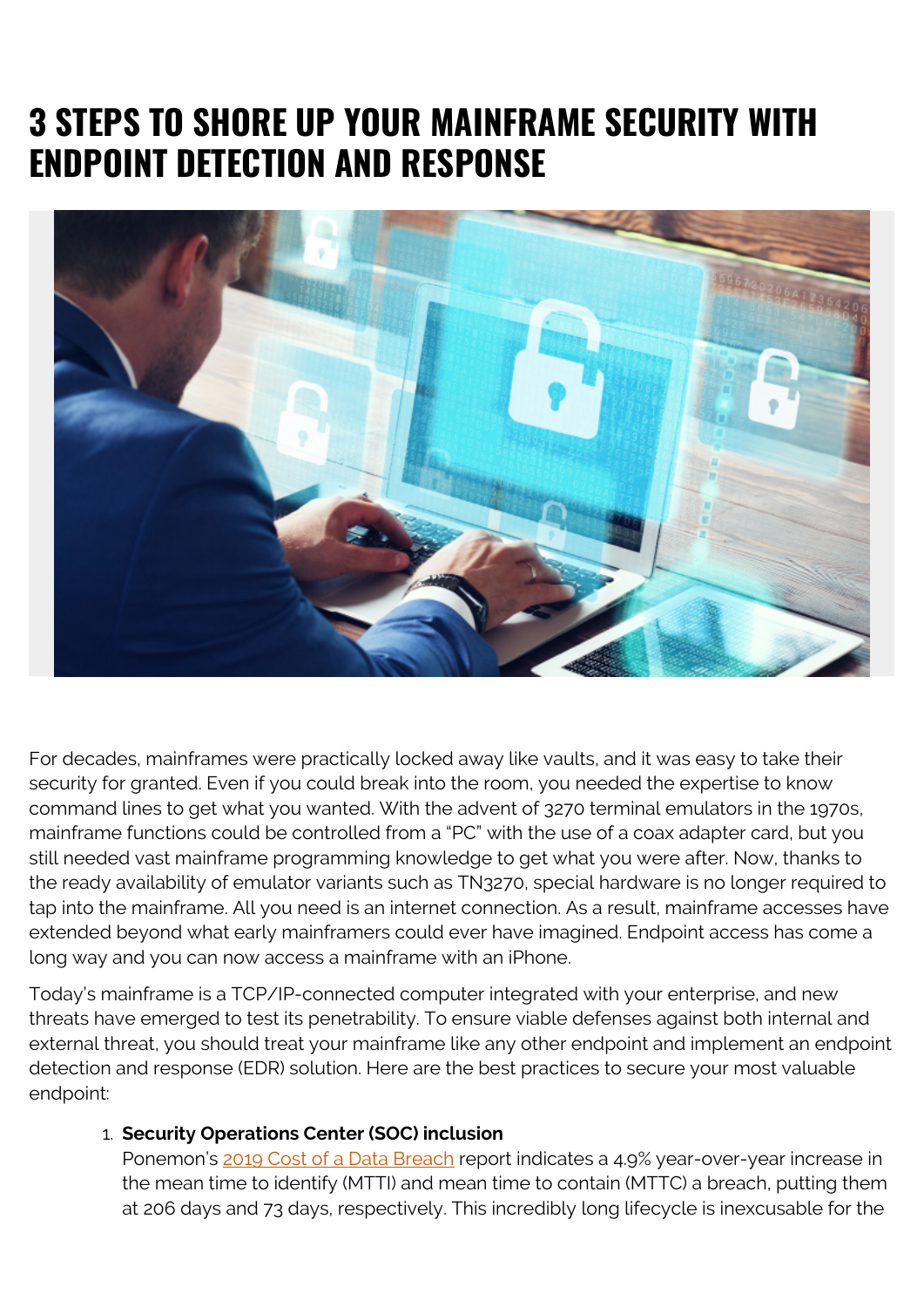# 3 STEPS TO SHORE UP YOUR MAINFRAME SECURITY WITH ENDPOINT DETECTION AND RESPONSE

For decades, mainframes were practically locked away like vaults, and it was easy to take their security for granted. Even if you could break into the room, you needed the expertise to know command lines to get what you wanted. With the advent of 3270 terminal emulators in the 1970s, mainframe functions could be controlled from a "PC" with the use of a coax adapter card, but you still needed vast mainframe programming knowledge to get what you were after. Now, thanks to the ready availability of emulator variants such as TN3270, special hardware is no longer required to tap into the mainframe. All you need is an internet connection. As a result, mainframe accesses have extended beyond what early mainframers could ever have imagined. Endpoint access has come a long way and you can now access a mainframe with an iPhone.

Today's mainframe is a TCP/IP-connected computer integrated with your enterprise, and new threats have emerged to test its penetrability. To ensure viable defenses against both internal and external threat, you should treat your mainframe like any other endpoint and implement an endpoint detection and response (EDR) solution. Here are the best practices to secure your most valuable endpoint:

1. **Security Operations Center (SOC) inclusion**
   Ponemon's 2019 Cost of a Data Breach report indicates a 4.9% year-over-year increase in the mean time to identify (MTTI) and mean time to contain (MTTC) a breach, putting them at 206 days and 73 days, respectively. This incredibly long lifecycle is inexcusable for the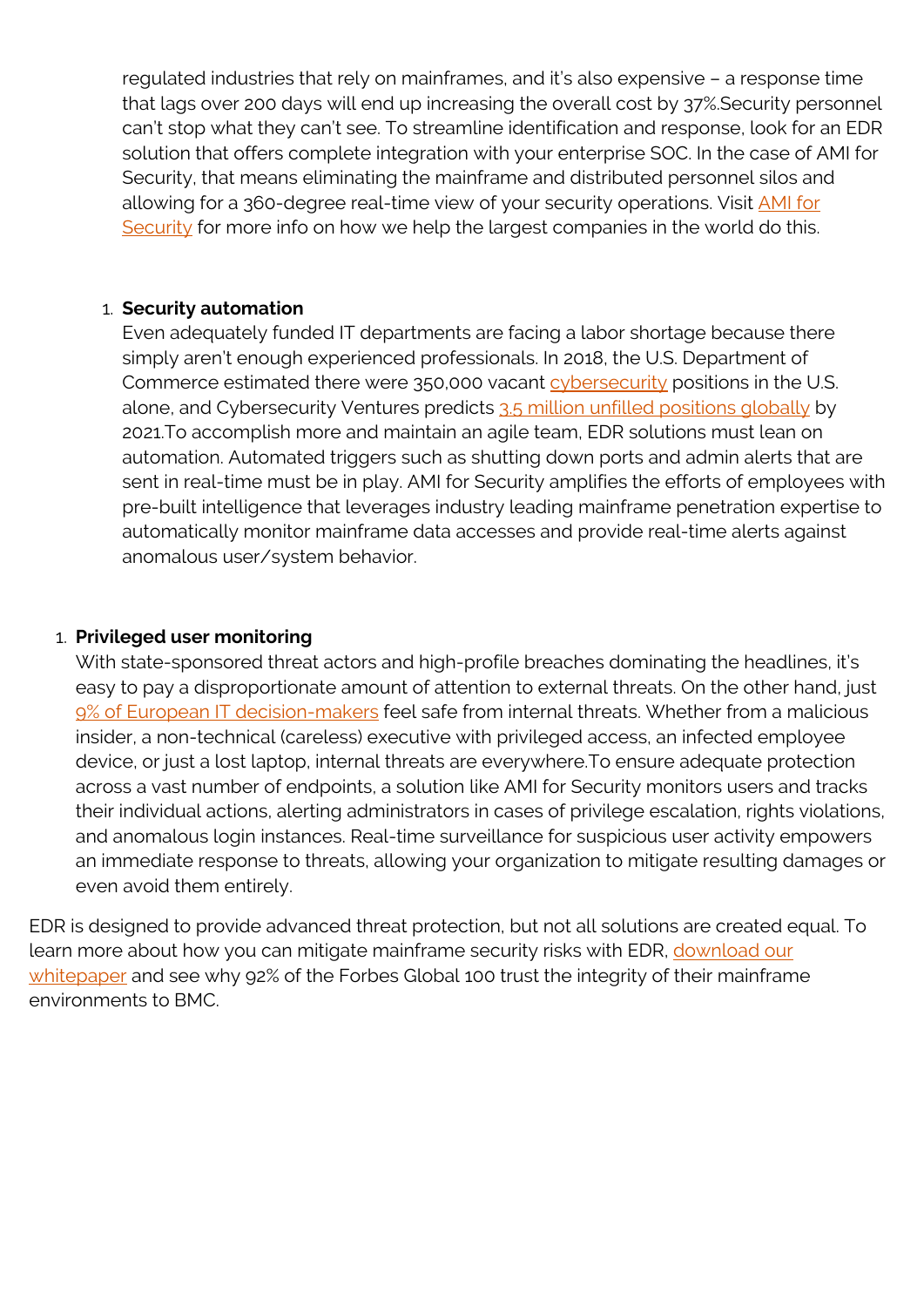regulated industries that rely on mainframes, and it's also expensive – a response time that lags over 200 days will end up increasing the overall cost by 37%.Security personnel can't stop what they can't see. To streamline identification and response, look for an EDR solution that offers complete integration with your enterprise SOC. In the case of AMI for Security, that means eliminating the mainframe and distributed personnel silos and allowing for a 360-degree real-time view of your security operations. Visit AMI for Security for more info on how we help the largest companies in the world do this.

1. **Security automation**
   Even adequately funded IT departments are facing a labor shortage because there simply aren't enough experienced professionals. In 2018, the U.S. Department of Commerce estimated there were 350,000 vacant cybersecurity positions in the U.S. alone, and Cybersecurity Ventures predicts 3.5 million unfilled positions globally by 2021.To accomplish more and maintain an agile team, EDR solutions must lean on automation. Automated triggers such as shutting down ports and admin alerts that are sent in real-time must be in play. AMI for Security amplifies the efforts of employees with pre-built intelligence that leverages industry leading mainframe penetration expertise to automatically monitor mainframe data accesses and provide real-time alerts against anomalous user/system behavior.

1. **Privileged user monitoring**
   With state-sponsored threat actors and high-profile breaches dominating the headlines, it's easy to pay a disproportionate amount of attention to external threats. On the other hand, just 9% of European IT decision-makers feel safe from internal threats. Whether from a malicious insider, a non-technical (careless) executive with privileged access, an infected employee device, or just a lost laptop, internal threats are everywhere.To ensure adequate protection across a vast number of endpoints, a solution like AMI for Security monitors users and tracks their individual actions, alerting administrators in cases of privilege escalation, rights violations, and anomalous login instances. Real-time surveillance for suspicious user activity empowers an immediate response to threats, allowing your organization to mitigate resulting damages or even avoid them entirely.

EDR is designed to provide advanced threat protection, but not all solutions are created equal. To learn more about how you can mitigate mainframe security risks with EDR, download our whitepaper and see why 92% of the Forbes Global 100 trust the integrity of their mainframe environments to BMC.